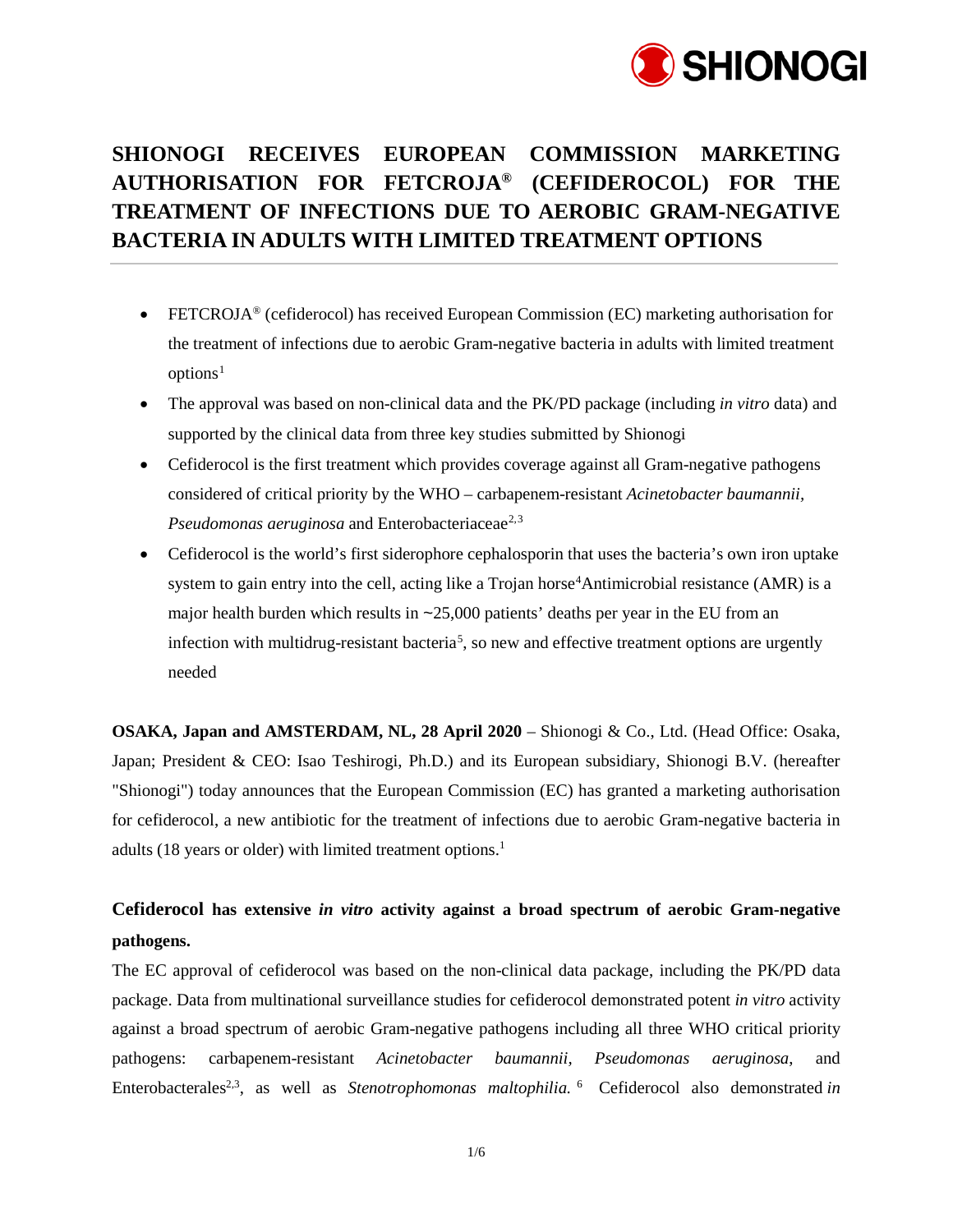# SHIONOGI RECEIVES EUROPEAN COMMISSION MARKETING AUTHORISATION FOR FETCROJA® (CEFIDEROCOL) FOR THE TREATMENT OF INFECTIONS DUE TO AEROBIC GRAM-NEGATIVE BACTERIA IN ADULTS WITH LIMITED TREATMENT OPTIONS

- FETCROJA® (cefiderocol) has received European Commission (EC) marketing authorisation for the treatment of infections due to aerobic Gram-negative bacteria in adults with limited treatment options[1]
- The approval was based on non-clinical data and the PK/PD package (including *in vitro* data) and supported by the clinical data from three key studies submitted by Shionogi
- Cefiderocol is the first treatment which provides coverage against all Gram-negative pathogens considered of critical priority by the WHO – carbapenem-resistant *Acinetobacter baumannii*, *Pseudomonas aeruginosa* and Enterobacteriaceae[2,3]
- Cefiderocol is the world's first siderophore cephalosporin that uses the bacteria's own iron uptake system to gain entry into the cell, acting like a Trojan horse[4]Antimicrobial resistance (AMR) is a major health burden which results in ~25,000 patients' deaths per year in the EU from an infection with multidrug-resistant bacteria[5], so new and effective treatment options are urgently needed

**OSAKA, Japan and AMSTERDAM, NL, 28 April 2020** – Shionogi & Co., Ltd. (Head Office: Osaka, Japan; President & CEO: Isao Teshirogi, Ph.D.) and its European subsidiary, Shionogi B.V. (hereafter "Shionogi") today announces that the European Commission (EC) has granted a marketing authorisation for cefiderocol, a new antibiotic for the treatment of infections due to aerobic Gram-negative bacteria in adults (18 years or older) with limited treatment options.[1]

## Cefiderocol has extensive *in vitro* activity against a broad spectrum of aerobic Gram-negative pathogens.

The EC approval of cefiderocol was based on the non-clinical data package, including the PK/PD data package. Data from multinational surveillance studies for cefiderocol demonstrated potent *in vitro* activity against a broad spectrum of aerobic Gram-negative pathogens including all three WHO critical priority pathogens: carbapenem-resistant *Acinetobacter baumannii*, *Pseudomonas aeruginosa*, and Enterobacterales[2,3], as well as *Stenotrophomonas maltophilia.*[6] Cefiderocol also demonstrated *in*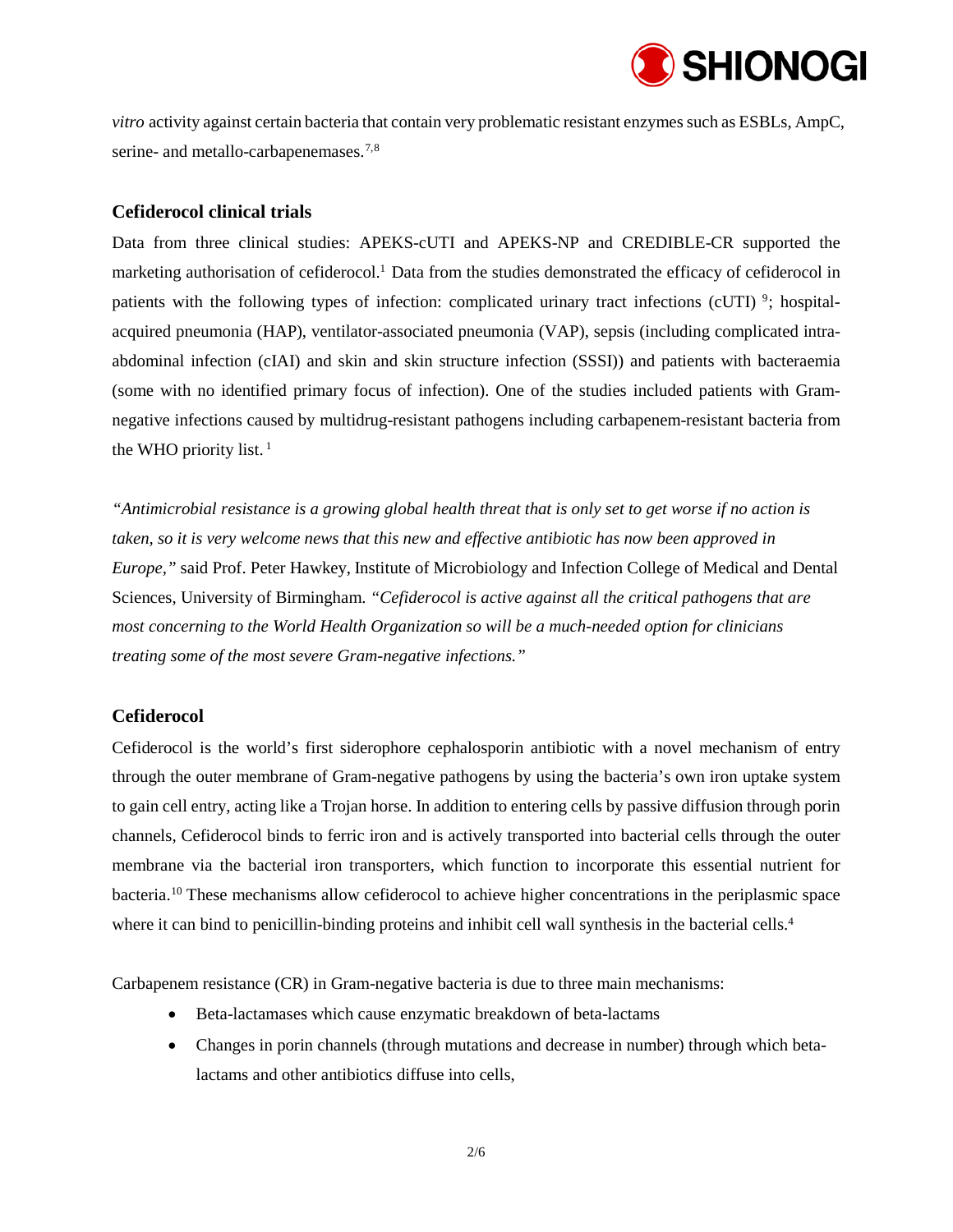*vitro* activity against certain bacteria that contain very problematic resistant enzymes such as ESBLs, AmpC, serine- and metallo-carbapenemases.[7,8]

## Cefiderocol clinical trials

Data from three clinical studies: APEKS-cUTI and APEKS-NP and CREDIBLE-CR supported the marketing authorisation of cefiderocol.[1] Data from the studies demonstrated the efficacy of cefiderocol in patients with the following types of infection: complicated urinary tract infections (cUTI) [9]; hospital-acquired pneumonia (HAP), ventilator-associated pneumonia (VAP), sepsis (including complicated intra-abdominal infection (cIAI) and skin and skin structure infection (SSSI)) and patients with bacteraemia (some with no identified primary focus of infection). One of the studies included patients with Gram-negative infections caused by multidrug-resistant pathogens including carbapenem-resistant bacteria from the WHO priority list. [1]

*"Antimicrobial resistance is a growing global health threat that is only set to get worse if no action is taken, so it is very welcome news that this new and effective antibiotic has now been approved in Europe,"* said Prof. Peter Hawkey, Institute of Microbiology and Infection College of Medical and Dental Sciences, University of Birmingham. *"Cefiderocol is active against all the critical pathogens that are most concerning to the World Health Organization so will be a much-needed option for clinicians treating some of the most severe Gram-negative infections."*

## Cefiderocol

Cefiderocol is the world's first siderophore cephalosporin antibiotic with a novel mechanism of entry through the outer membrane of Gram-negative pathogens by using the bacteria's own iron uptake system to gain cell entry, acting like a Trojan horse. In addition to entering cells by passive diffusion through porin channels, Cefiderocol binds to ferric iron and is actively transported into bacterial cells through the outer membrane via the bacterial iron transporters, which function to incorporate this essential nutrient for bacteria.[10] These mechanisms allow cefiderocol to achieve higher concentrations in the periplasmic space where it can bind to penicillin-binding proteins and inhibit cell wall synthesis in the bacterial cells.[4]

Carbapenem resistance (CR) in Gram-negative bacteria is due to three main mechanisms:

- Beta-lactamases which cause enzymatic breakdown of beta-lactams
- Changes in porin channels (through mutations and decrease in number) through which beta-lactams and other antibiotics diffuse into cells,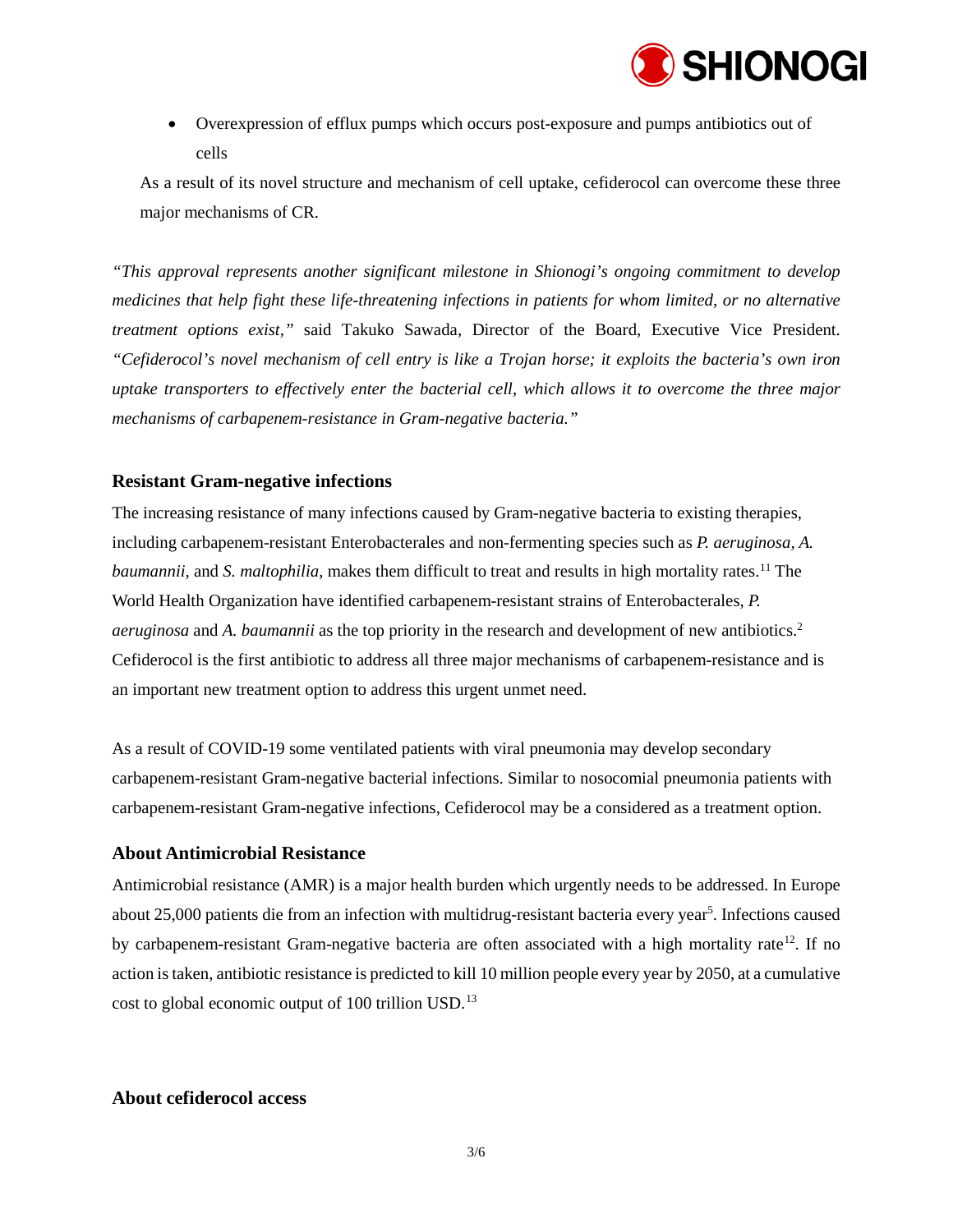- Overexpression of efflux pumps which occurs post-exposure and pumps antibiotics out of cells

As a result of its novel structure and mechanism of cell uptake, cefiderocol can overcome these three major mechanisms of CR.

*"This approval represents another significant milestone in Shionogi's ongoing commitment to develop medicines that help fight these life-threatening infections in patients for whom limited, or no alternative treatment options exist,"* said Takuko Sawada, Director of the Board, Executive Vice President. *"Cefiderocol's novel mechanism of cell entry is like a Trojan horse; it exploits the bacteria's own iron uptake transporters to effectively enter the bacterial cell, which allows it to overcome the three major mechanisms of carbapenem-resistance in Gram-negative bacteria."*

### Resistant Gram-negative infections

The increasing resistance of many infections caused by Gram-negative bacteria to existing therapies, including carbapenem-resistant Enterobacterales and non-fermenting species such as *P. aeruginosa*, *A. baumannii,* and *S. maltophilia,* makes them difficult to treat and results in high mortality rates.[11] The World Health Organization have identified carbapenem-resistant strains of Enterobacterales, *P. aeruginosa* and *A. baumannii* as the top priority in the research and development of new antibiotics.[2] Cefiderocol is the first antibiotic to address all three major mechanisms of carbapenem-resistance and is an important new treatment option to address this urgent unmet need.

As a result of COVID-19 some ventilated patients with viral pneumonia may develop secondary carbapenem-resistant Gram-negative bacterial infections. Similar to nosocomial pneumonia patients with carbapenem-resistant Gram-negative infections, Cefiderocol may be a considered as a treatment option.

### About Antimicrobial Resistance

Antimicrobial resistance (AMR) is a major health burden which urgently needs to be addressed. In Europe about 25,000 patients die from an infection with multidrug-resistant bacteria every year[5]. Infections caused by carbapenem-resistant Gram-negative bacteria are often associated with a high mortality rate[12]. If no action is taken, antibiotic resistance is predicted to kill 10 million people every year by 2050, at a cumulative cost to global economic output of 100 trillion USD.[13]

### About cefiderocol access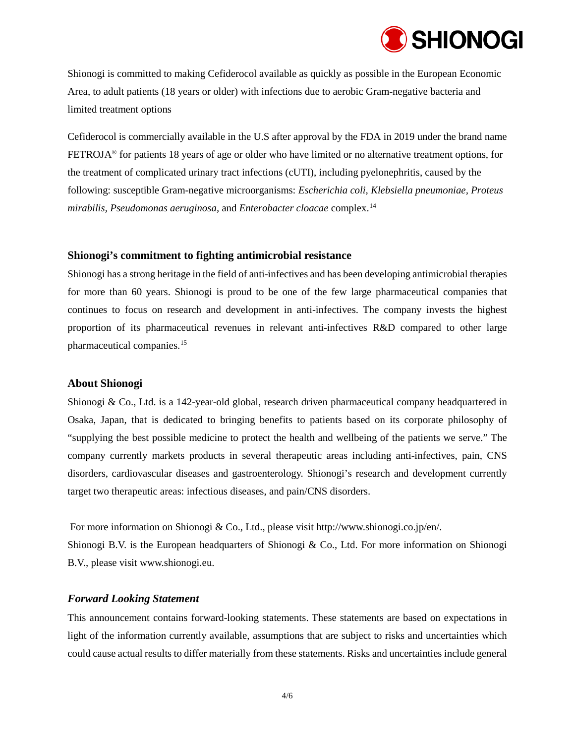Shionogi is committed to making Cefiderocol available as quickly as possible in the European Economic Area, to adult patients (18 years or older) with infections due to aerobic Gram-negative bacteria and limited treatment options

Cefiderocol is commercially available in the U.S after approval by the FDA in 2019 under the brand name FETROJA® for patients 18 years of age or older who have limited or no alternative treatment options, for the treatment of complicated urinary tract infections (cUTI), including pyelonephritis, caused by the following: susceptible Gram-negative microorganisms: *Escherichia coli, Klebsiella pneumoniae, Proteus mirabilis, Pseudomonas aeruginosa,* and *Enterobacter cloacae* complex.[14]

## Shionogi's commitment to fighting antimicrobial resistance

Shionogi has a strong heritage in the field of anti-infectives and has been developing antimicrobial therapies for more than 60 years. Shionogi is proud to be one of the few large pharmaceutical companies that continues to focus on research and development in anti-infectives. The company invests the highest proportion of its pharmaceutical revenues in relevant anti-infectives R&D compared to other large pharmaceutical companies.[15]

## About Shionogi

Shionogi & Co., Ltd. is a 142-year-old global, research driven pharmaceutical company headquartered in Osaka, Japan, that is dedicated to bringing benefits to patients based on its corporate philosophy of "supplying the best possible medicine to protect the health and wellbeing of the patients we serve." The company currently markets products in several therapeutic areas including anti-infectives, pain, CNS disorders, cardiovascular diseases and gastroenterology. Shionogi's research and development currently target two therapeutic areas: infectious diseases, and pain/CNS disorders.

For more information on Shionogi & Co., Ltd., please visit http://www.shionogi.co.jp/en/.
Shionogi B.V. is the European headquarters of Shionogi & Co., Ltd. For more information on Shionogi B.V., please visit www.shionogi.eu.

## *Forward Looking Statement*

This announcement contains forward-looking statements. These statements are based on expectations in light of the information currently available, assumptions that are subject to risks and uncertainties which could cause actual results to differ materially from these statements. Risks and uncertainties include general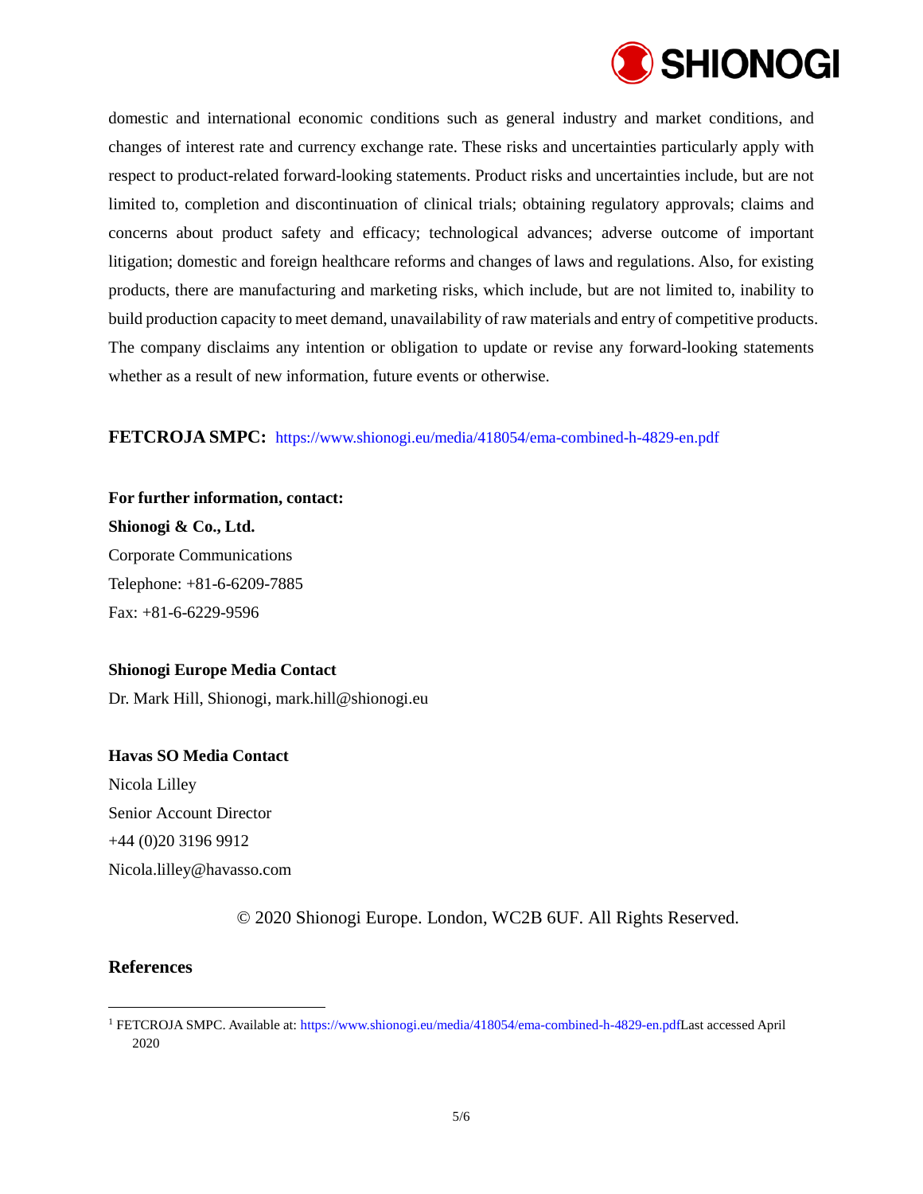domestic and international economic conditions such as general industry and market conditions, and changes of interest rate and currency exchange rate. These risks and uncertainties particularly apply with respect to product-related forward-looking statements. Product risks and uncertainties include, but are not limited to, completion and discontinuation of clinical trials; obtaining regulatory approvals; claims and concerns about product safety and efficacy; technological advances; adverse outcome of important litigation; domestic and foreign healthcare reforms and changes of laws and regulations. Also, for existing products, there are manufacturing and marketing risks, which include, but are not limited to, inability to build production capacity to meet demand, unavailability of raw materials and entry of competitive products. The company disclaims any intention or obligation to update or revise any forward-looking statements whether as a result of new information, future events or otherwise.

**FETCROJA SMPC:** https://www.shionogi.eu/media/418054/ema-combined-h-4829-en.pdf

**For further information, contact:**
**Shionogi & Co., Ltd.**
Corporate Communications
Telephone: +81-6-6209-7885
Fax: +81-6-6229-9596

**Shionogi Europe Media Contact**
Dr. Mark Hill, Shionogi, mark.hill@shionogi.eu

**Havas SO Media Contact**
Nicola Lilley
Senior Account Director
+44 (0)20 3196 9912
Nicola.lilley@havasso.com

© 2020 Shionogi Europe. London, WC2B 6UF. All Rights Reserved.

## References

[1] FETCROJA SMPC. Available at: https://www.shionogi.eu/media/418054/ema-combined-h-4829-en.pdfLast accessed April 2020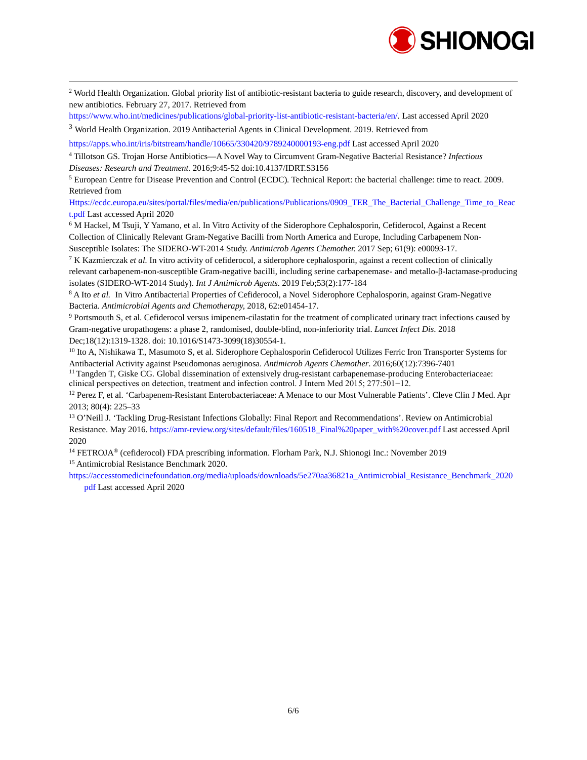[2] World Health Organization. Global priority list of antibiotic-resistant bacteria to guide research, discovery, and development of new antibiotics. February 27, 2017. Retrieved from https://www.who.int/medicines/publications/global-priority-list-antibiotic-resistant-bacteria/en/. Last accessed April 2020

[3] World Health Organization. 2019 Antibacterial Agents in Clinical Development. 2019. Retrieved from https://apps.who.int/iris/bitstream/handle/10665/330420/9789240000193-eng.pdf Last accessed April 2020

[4] Tillotson GS. Trojan Horse Antibiotics—A Novel Way to Circumvent Gram-Negative Bacterial Resistance? *Infectious Diseases: Research and Treatment.* 2016;9:45-52 doi:10.4137/IDRT.S3156

[5] European Centre for Disease Prevention and Control (ECDC). Technical Report: the bacterial challenge: time to react. 2009. Retrieved from Https://ecdc.europa.eu/sites/portal/files/media/en/publications/Publications/0909_TER_The_Bacterial_Challenge_Time_to_React.pdf Last accessed April 2020

[6] M Hackel, M Tsuji, Y Yamano, et al. In Vitro Activity of the Siderophore Cephalosporin, Cefiderocol, Against a Recent Collection of Clinically Relevant Gram-Negative Bacilli from North America and Europe, Including Carbapenem Non-Susceptible Isolates: The SIDERO-WT-2014 Study. *Antimicrob Agents Chemother.* 2017 Sep; 61(9): e00093-17.

[7] K Kazmierczak *et al.* In vitro activity of cefiderocol, a siderophore cephalosporin, against a recent collection of clinically relevant carbapenem-non-susceptible Gram-negative bacilli, including serine carbapenemase- and metallo-β-lactamase-producing isolates (SIDERO-WT-2014 Study). *Int J Antimicrob Agents.* 2019 Feb;53(2):177-184

[8] A Ito *et al.* In Vitro Antibacterial Properties of Cefiderocol, a Novel Siderophore Cephalosporin, against Gram-Negative Bacteria. *Antimicrobial Agents and Chemotherapy,* 2018, 62:e01454-17.

[9] Portsmouth S, et al. Cefiderocol versus imipenem-cilastatin for the treatment of complicated urinary tract infections caused by Gram-negative uropathogens: a phase 2, randomised, double-blind, non-inferiority trial. *Lancet Infect Dis.* 2018 Dec;18(12):1319-1328. doi: 10.1016/S1473-3099(18)30554-1.

[10] Ito A, Nishikawa T., Masumoto S, et al. Siderophore Cephalosporin Cefiderocol Utilizes Ferric Iron Transporter Systems for Antibacterial Activity against Pseudomonas aeruginosa. *Antimicrob Agents Chemother*. 2016;60(12):7396-7401

[11] Tangden T, Giske CG. Global dissemination of extensively drug-resistant carbapenemase-producing Enterobacteriaceae: clinical perspectives on detection, treatment and infection control. J Intern Med 2015; 277:501−12.

[12] Perez F, et al. 'Carbapenem-Resistant Enterobacteriaceae: A Menace to our Most Vulnerable Patients'. Cleve Clin J Med. Apr 2013; 80(4): 225–33

[13] O'Neill J. 'Tackling Drug-Resistant Infections Globally: Final Report and Recommendations'. Review on Antimicrobial Resistance. May 2016. https://amr-review.org/sites/default/files/160518_Final%20paper_with%20cover.pdf Last accessed April 2020

[14] FETROJA® (cefiderocol) FDA prescribing information. Florham Park, N.J. Shionogi Inc.: November 2019

[15] Antimicrobial Resistance Benchmark 2020. https://accesstomedicinefoundation.org/media/uploads/downloads/5e270aa36821a_Antimicrobial_Resistance_Benchmark_2020 pdf Last accessed April 2020